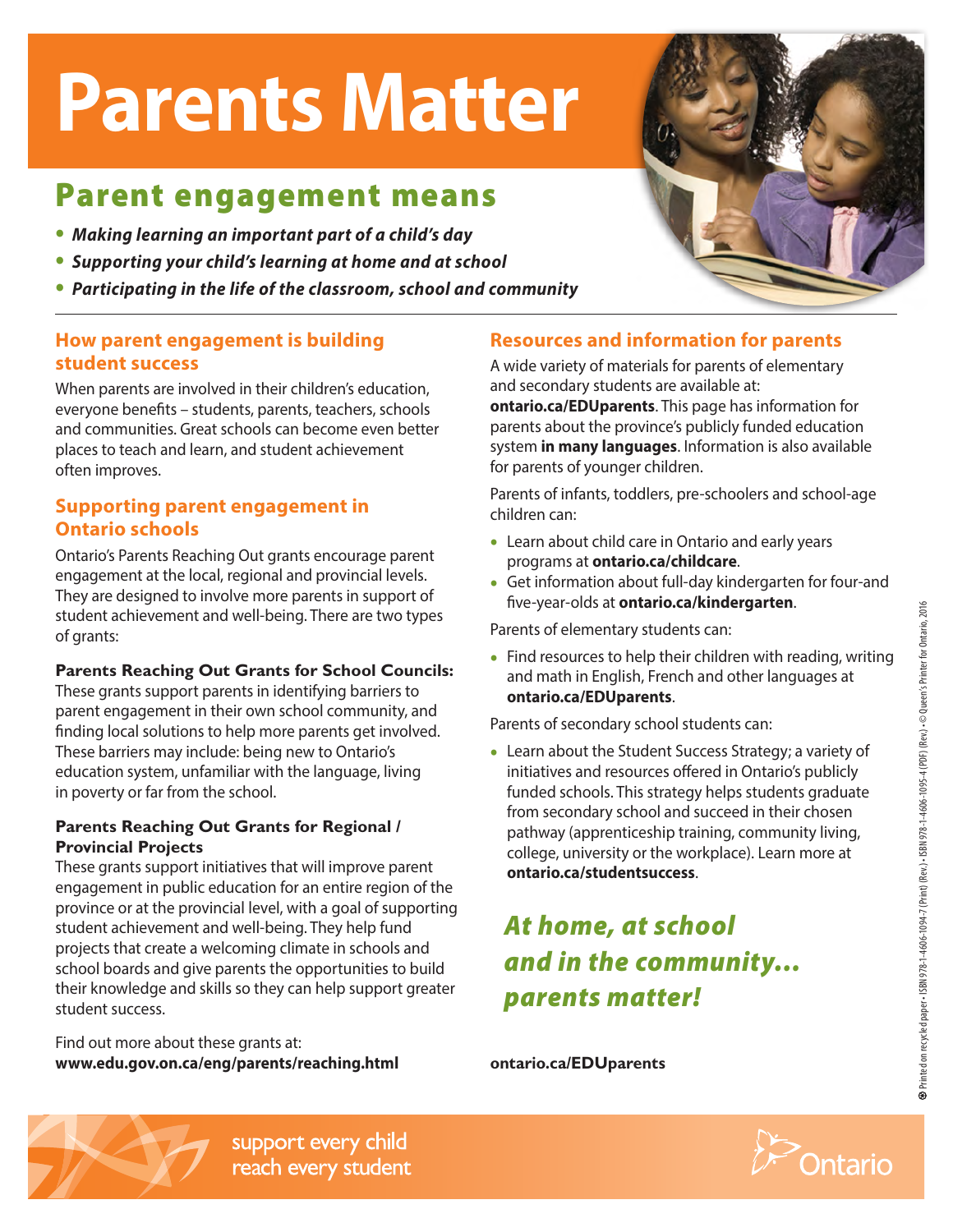# Parents Matter

## Parent engagement means

- ***Making learning an important part of a child's day***
- ***Supporting your child's learning at home and at school***
- ***Participating in the life of the classroom, school and community***

### How parent engagement is building student success

When parents are involved in their children's education, everyone benefits – students, parents, teachers, schools and communities. Great schools can become even better places to teach and learn, and student achievement often improves.

### Supporting parent engagement in Ontario schools

Ontario's Parents Reaching Out grants encourage parent engagement at the local, regional and provincial levels. They are designed to involve more parents in support of student achievement and well-being. There are two types of grants:

**Parents Reaching Out Grants for School Councils:** These grants support parents in identifying barriers to parent engagement in their own school community, and finding local solutions to help more parents get involved. These barriers may include: being new to Ontario's education system, unfamiliar with the language, living in poverty or far from the school.

**Parents Reaching Out Grants for Regional / Provincial Projects**
These grants support initiatives that will improve parent engagement in public education for an entire region of the province or at the provincial level, with a goal of supporting student achievement and well-being. They help fund projects that create a welcoming climate in schools and school boards and give parents the opportunities to build their knowledge and skills so they can help support greater student success.

Find out more about these grants at:
**www.edu.gov.on.ca/eng/parents/reaching.html**

### Resources and information for parents

A wide variety of materials for parents of elementary and secondary students are available at: **ontario.ca/EDUparents**. This page has information for parents about the province's publicly funded education system **in many languages**. Information is also available for parents of younger children.

Parents of infants, toddlers, pre-schoolers and school-age children can:

- Learn about child care in Ontario and early years programs at **ontario.ca/childcare**.
- Get information about full-day kindergarten for four-and five-year-olds at **ontario.ca/kindergarten**.

Parents of elementary students can:

- Find resources to help their children with reading, writing and math in English, French and other languages at **ontario.ca/EDUparents**.

Parents of secondary school students can:

- Learn about the Student Success Strategy; a variety of initiatives and resources offered in Ontario's publicly funded schools. This strategy helps students graduate from secondary school and succeed in their chosen pathway (apprenticeship training, community living, college, university or the workplace). Learn more at **ontario.ca/studentsuccess**.

***At home, at school and in the community… parents matter!***

**ontario.ca/EDUparents**

Printed on recycled paper • ISBN 978-1-4606-1094-7 (Print) (Rev.) • ISBN 978-1-4606-1095-4 (PDF) (Rev.) • © Queen's Printer for Ontario, 2016

support every child
reach every student

Ontario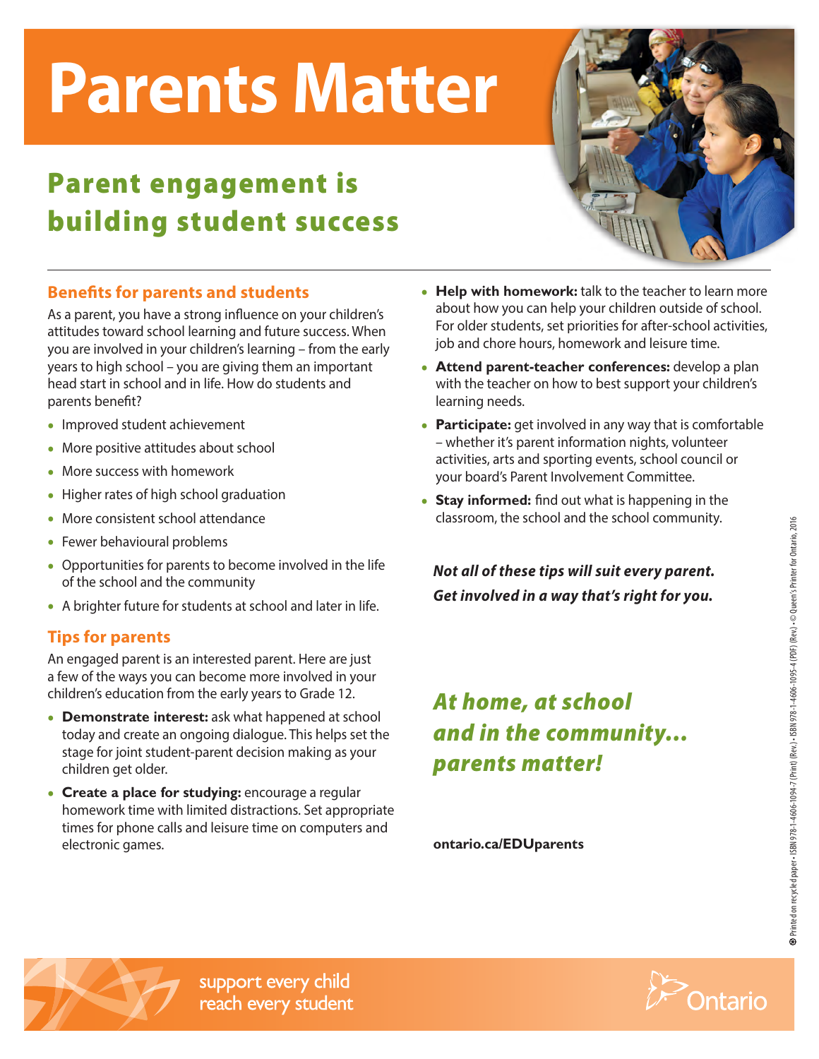# Parents Matter

## Parent engagement is building student success

### Benefits for parents and students

As a parent, you have a strong influence on your children's attitudes toward school learning and future success. When you are involved in your children's learning – from the early years to high school – you are giving them an important head start in school and in life. How do students and parents benefit?

- Improved student achievement
- More positive attitudes about school
- More success with homework
- Higher rates of high school graduation
- More consistent school attendance
- Fewer behavioural problems
- Opportunities for parents to become involved in the life of the school and the community
- A brighter future for students at school and later in life.

### Tips for parents

An engaged parent is an interested parent. Here are just a few of the ways you can become more involved in your children's education from the early years to Grade 12.

- **Demonstrate interest:** ask what happened at school today and create an ongoing dialogue. This helps set the stage for joint student-parent decision making as your children get older.
- **Create a place for studying:** encourage a regular homework time with limited distractions. Set appropriate times for phone calls and leisure time on computers and electronic games.
- **Help with homework:** talk to the teacher to learn more about how you can help your children outside of school. For older students, set priorities for after-school activities, job and chore hours, homework and leisure time.
- **Attend parent-teacher conferences:** develop a plan with the teacher on how to best support your children's learning needs.
- **Participate:** get involved in any way that is comfortable – whether it's parent information nights, volunteer activities, arts and sporting events, school council or your board's Parent Involvement Committee.
- **Stay informed:** find out what is happening in the classroom, the school and the school community.

***Not all of these tips will suit every parent. Get involved in a way that's right for you.***

***At home, at school and in the community... parents matter!***

**ontario.ca/EDUparents**

Printed on recycled paper • ISBN 978-1-4606-1094-7 (Print) (Rev.) • ISBN 978-1-4606-1095-4 (PDF) (Rev.) • © Queen's Printer for Ontario, 2016

support every child
reach every student

Ontario